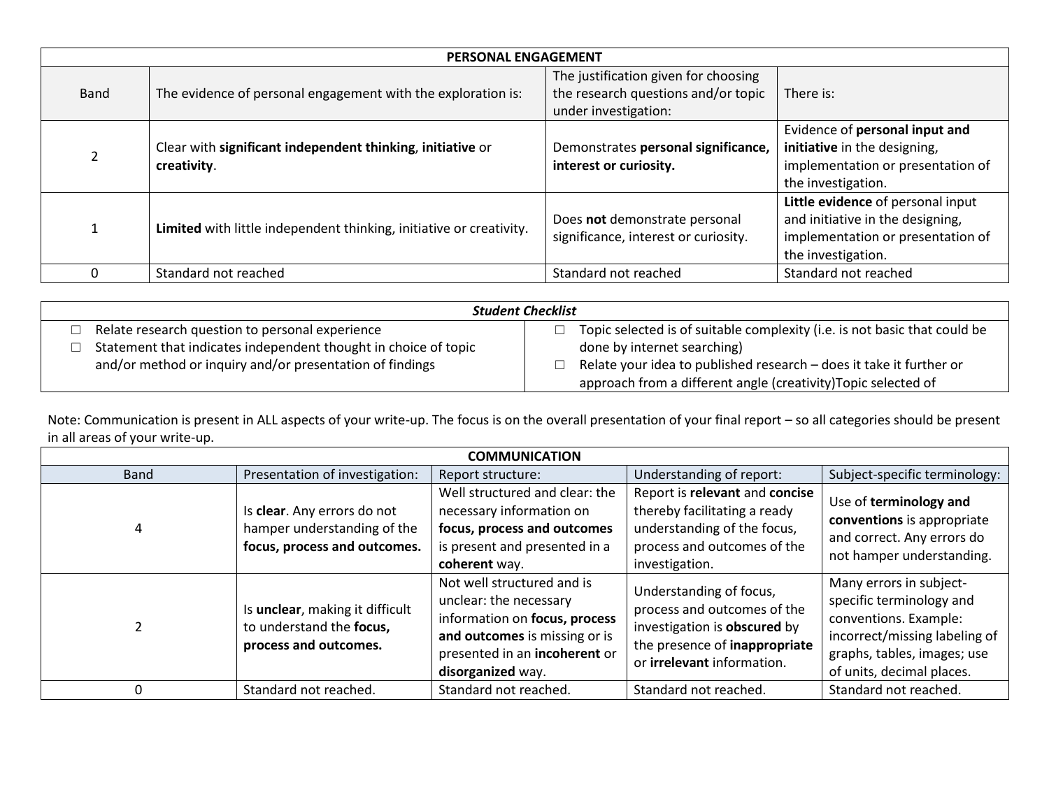| PERSONAL ENGAGEMENT | | | |
|---|---|---|---|
| Band | The evidence of personal engagement with the exploration is: | The justification given for choosing the research questions and/or topic under investigation: | There is: |
| 2 | Clear with **significant independent thinking**, **initiative** or **creativity**. | Demonstrates **personal significance, interest or curiosity.** | Evidence of **personal input and initiative** in the designing, implementation or presentation of the investigation. |
| 1 | **Limited** with little independent thinking, initiative or creativity. | Does **not** demonstrate personal significance, interest or curiosity. | **Little evidence** of personal input and initiative in the designing, implementation or presentation of the investigation. |
| 0 | Standard not reached | Standard not reached | Standard not reached |

| ***Student Checklist*** | |
|---|---|
| ☐ Relate research question to personal experience<br>☐ Statement that indicates independent thought in choice of topic and/or method or inquiry and/or presentation of findings | ☐ Topic selected is of suitable complexity (i.e. is not basic that could be done by internet searching)<br>☐ Relate your idea to published research – does it take it further or approach from a different angle (creativity)Topic selected of |

Note: Communication is present in ALL aspects of your write-up. The focus is on the overall presentation of your final report – so all categories should be present in all areas of your write-up.

| COMMUNICATION | | | | |
|---|---|---|---|---|
| Band | Presentation of investigation: | Report structure: | Understanding of report: | Subject-specific terminology: |
| 4 | Is **clear**. Any errors do not hamper understanding of the **focus, process and outcomes.** | Well structured and clear: the necessary information on **focus, process and outcomes** is present and presented in a **coherent** way. | Report is **relevant** and **concise** thereby facilitating a ready understanding of the focus, process and outcomes of the investigation. | Use of **terminology and conventions** is appropriate and correct. Any errors do not hamper understanding. |
| 2 | Is **unclear**, making it difficult to understand the **focus, process and outcomes.** | Not well structured and is unclear: the necessary information on **focus, process and outcomes** is missing or is presented in an **incoherent** or **disorganized** way. | Understanding of focus, process and outcomes of the investigation is **obscured** by the presence of **inappropriate** or **irrelevant** information. | Many errors in subject-specific terminology and conventions. Example: incorrect/missing labeling of graphs, tables, images; use of units, decimal places. |
| 0 | Standard not reached. | Standard not reached. | Standard not reached. | Standard not reached. |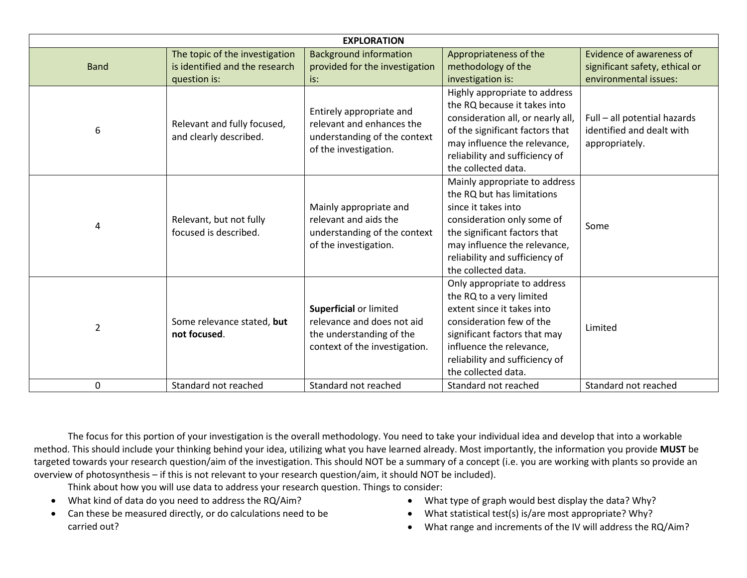| EXPLORATION | | | | |
|---|---|---|---|---|
| Band | The topic of the investigation is identified and the research question is: | Background information provided for the investigation is: | Appropriateness of the methodology of the investigation is: | Evidence of awareness of significant safety, ethical or environmental issues: |
| 6 | Relevant and fully focused, and clearly described. | Entirely appropriate and relevant and enhances the understanding of the context of the investigation. | Highly appropriate to address the RQ because it takes into consideration all, or nearly all, of the significant factors that may influence the relevance, reliability and sufficiency of the collected data. | Full – all potential hazards identified and dealt with appropriately. |
| 4 | Relevant, but not fully focused is described. | Mainly appropriate and relevant and aids the understanding of the context of the investigation. | Mainly appropriate to address the RQ but has limitations since it takes into consideration only some of the significant factors that may influence the relevance, reliability and sufficiency of the collected data. | Some |
| 2 | Some relevance stated, **but not focused**. | **Superficial** or limited relevance and does not aid the understanding of the context of the investigation. | Only appropriate to address the RQ to a very limited extent since it takes into consideration few of the significant factors that may influence the relevance, reliability and sufficiency of the collected data. | Limited |
| 0 | Standard not reached | Standard not reached | Standard not reached | Standard not reached |

The focus for this portion of your investigation is the overall methodology. You need to take your individual idea and develop that into a workable method. This should include your thinking behind your idea, utilizing what you have learned already. Most importantly, the information you provide **MUST** be targeted towards your research question/aim of the investigation. This should NOT be a summary of a concept (i.e. you are working with plants so provide an overview of photosynthesis – if this is not relevant to your research question/aim, it should NOT be included).

Think about how you will use data to address your research question. Things to consider:

- What kind of data do you need to address the RQ/Aim?
- Can these be measured directly, or do calculations need to be carried out?
- What type of graph would best display the data? Why?
- What statistical test(s) is/are most appropriate? Why?
- What range and increments of the IV will address the RQ/Aim?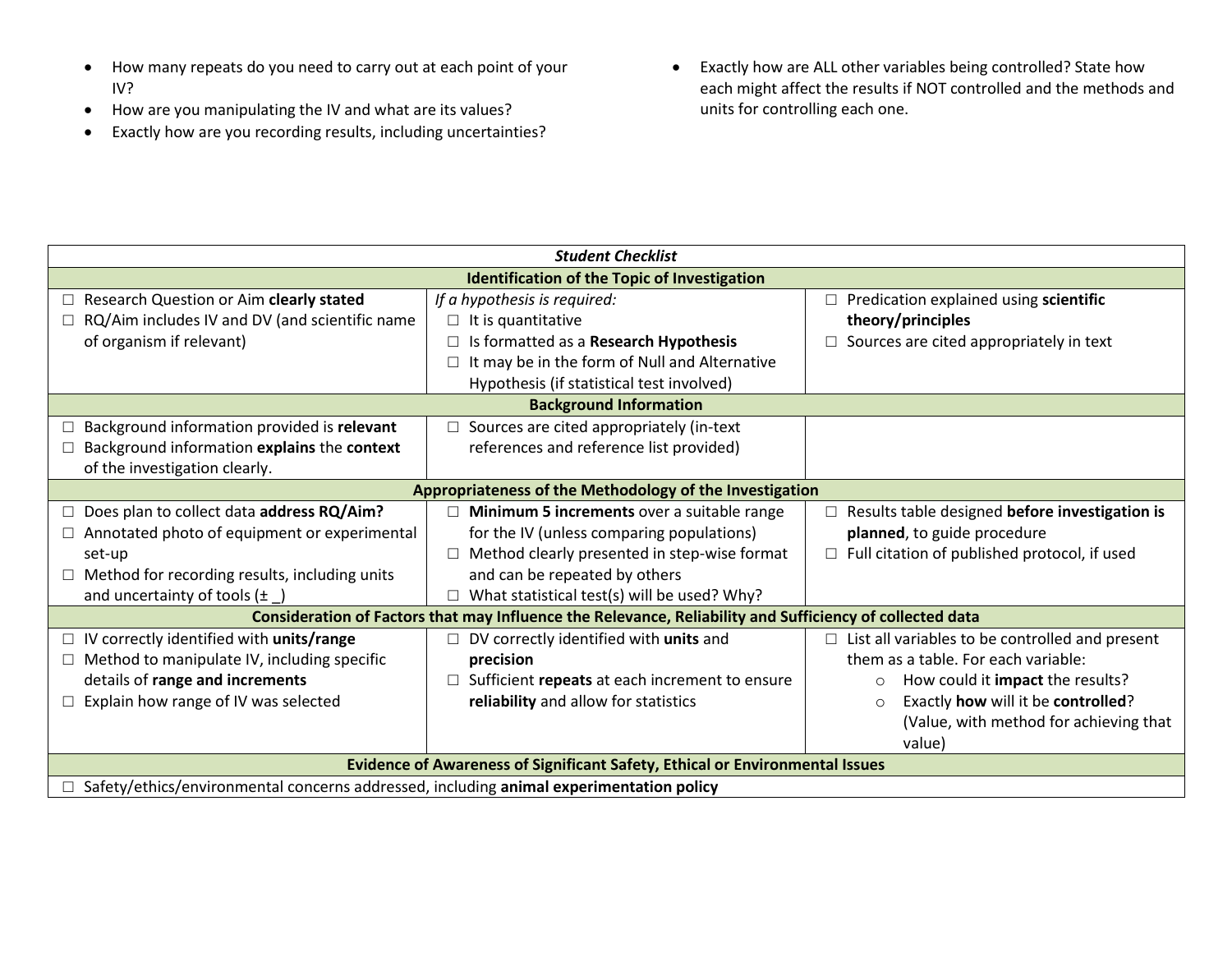- How many repeats do you need to carry out at each point of your IV?
- How are you manipulating the IV and what are its values?
- Exactly how are you recording results, including uncertainties?
- Exactly how are ALL other variables being controlled? State how each might affect the results if NOT controlled and the methods and units for controlling each one.

| ***Student Checklist*** | | |
|---|---|---|
| **Identification of the Topic of Investigation** | | |
| ☐ Research Question or Aim **clearly stated**<br>☐ RQ/Aim includes IV and DV (and scientific name of organism if relevant) | *If a hypothesis is required:*<br>☐ It is quantitative<br>☐ Is formatted as a **Research Hypothesis**<br>☐ It may be in the form of Null and Alternative Hypothesis (if statistical test involved) | ☐ Predication explained using **scientific theory/principles**<br>☐ Sources are cited appropriately in text |
| **Background Information** | | |
| ☐ Background information provided is **relevant**<br>☐ Background information **explains** the **context** of the investigation clearly. | ☐ Sources are cited appropriately (in-text references and reference list provided) | |
| **Appropriateness of the Methodology of the Investigation** | | |
| ☐ Does plan to collect data **address RQ/Aim?**<br>☐ Annotated photo of equipment or experimental set-up<br>☐ Method for recording results, including units and uncertainty of tools (± _) | ☐ **Minimum 5 increments** over a suitable range for the IV (unless comparing populations)<br>☐ Method clearly presented in step-wise format and can be repeated by others<br>☐ What statistical test(s) will be used? Why? | ☐ Results table designed **before investigation is planned**, to guide procedure<br>☐ Full citation of published protocol, if used |
| **Consideration of Factors that may Influence the Relevance, Reliability and Sufficiency of collected data** | | |
| ☐ IV correctly identified with **units/range**<br>☐ Method to manipulate IV, including specific details of **range and increments**<br>☐ Explain how range of IV was selected | ☐ DV correctly identified with **units** and **precision**<br>☐ Sufficient **repeats** at each increment to ensure **reliability** and allow for statistics | ☐ List all variables to be controlled and present them as a table. For each variable:<br>○ How could it **impact** the results?<br>○ Exactly **how** will it be **controlled**? (Value, with method for achieving that value) |
| **Evidence of Awareness of Significant Safety, Ethical or Environmental Issues** | | |
| ☐ Safety/ethics/environmental concerns addressed, including **animal experimentation policy** | | |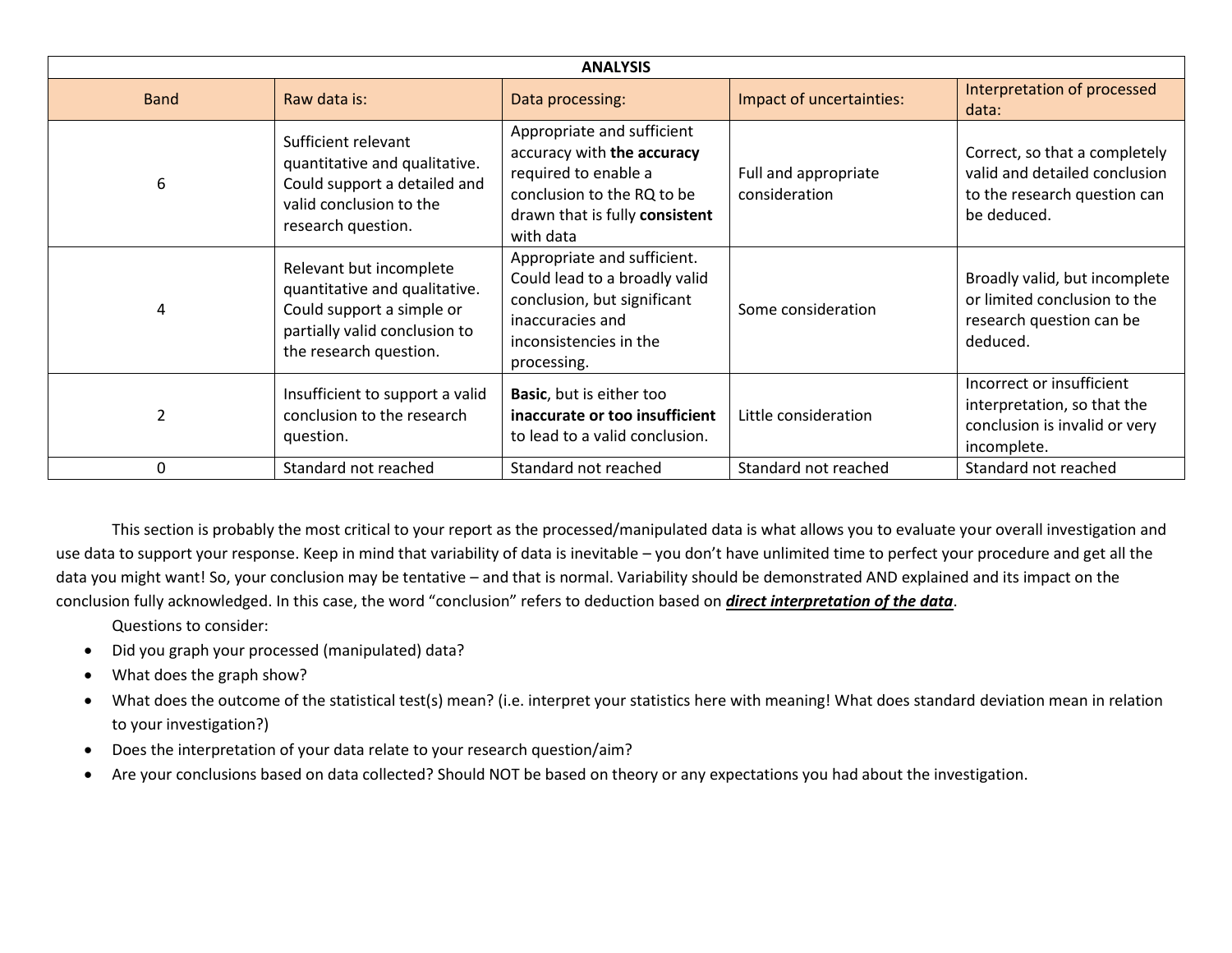| ANALYSIS | | | | |
|---|---|---|---|---|
| Band | Raw data is: | Data processing: | Impact of uncertainties: | Interpretation of processed data: |
| 6 | Sufficient relevant quantitative and qualitative. Could support a detailed and valid conclusion to the research question. | Appropriate and sufficient accuracy with **the accuracy** required to enable a conclusion to the RQ to be drawn that is fully **consistent** with data | Full and appropriate consideration | Correct, so that a completely valid and detailed conclusion to the research question can be deduced. |
| 4 | Relevant but incomplete quantitative and qualitative. Could support a simple or partially valid conclusion to the research question. | Appropriate and sufficient. Could lead to a broadly valid conclusion, but significant inaccuracies and inconsistencies in the processing. | Some consideration | Broadly valid, but incomplete or limited conclusion to the research question can be deduced. |
| 2 | Insufficient to support a valid conclusion to the research question. | **Basic**, but is either too **inaccurate or too insufficient** to lead to a valid conclusion. | Little consideration | Incorrect or insufficient interpretation, so that the conclusion is invalid or very incomplete. |
| 0 | Standard not reached | Standard not reached | Standard not reached | Standard not reached |

This section is probably the most critical to your report as the processed/manipulated data is what allows you to evaluate your overall investigation and use data to support your response. Keep in mind that variability of data is inevitable – you don't have unlimited time to perfect your procedure and get all the data you might want! So, your conclusion may be tentative – and that is normal. Variability should be demonstrated AND explained and its impact on the conclusion fully acknowledged. In this case, the word "conclusion" refers to deduction based on ***direct interpretation of the data***.

Questions to consider:

- Did you graph your processed (manipulated) data?
- What does the graph show?
- What does the outcome of the statistical test(s) mean? (i.e. interpret your statistics here with meaning! What does standard deviation mean in relation to your investigation?)
- Does the interpretation of your data relate to your research question/aim?
- Are your conclusions based on data collected? Should NOT be based on theory or any expectations you had about the investigation.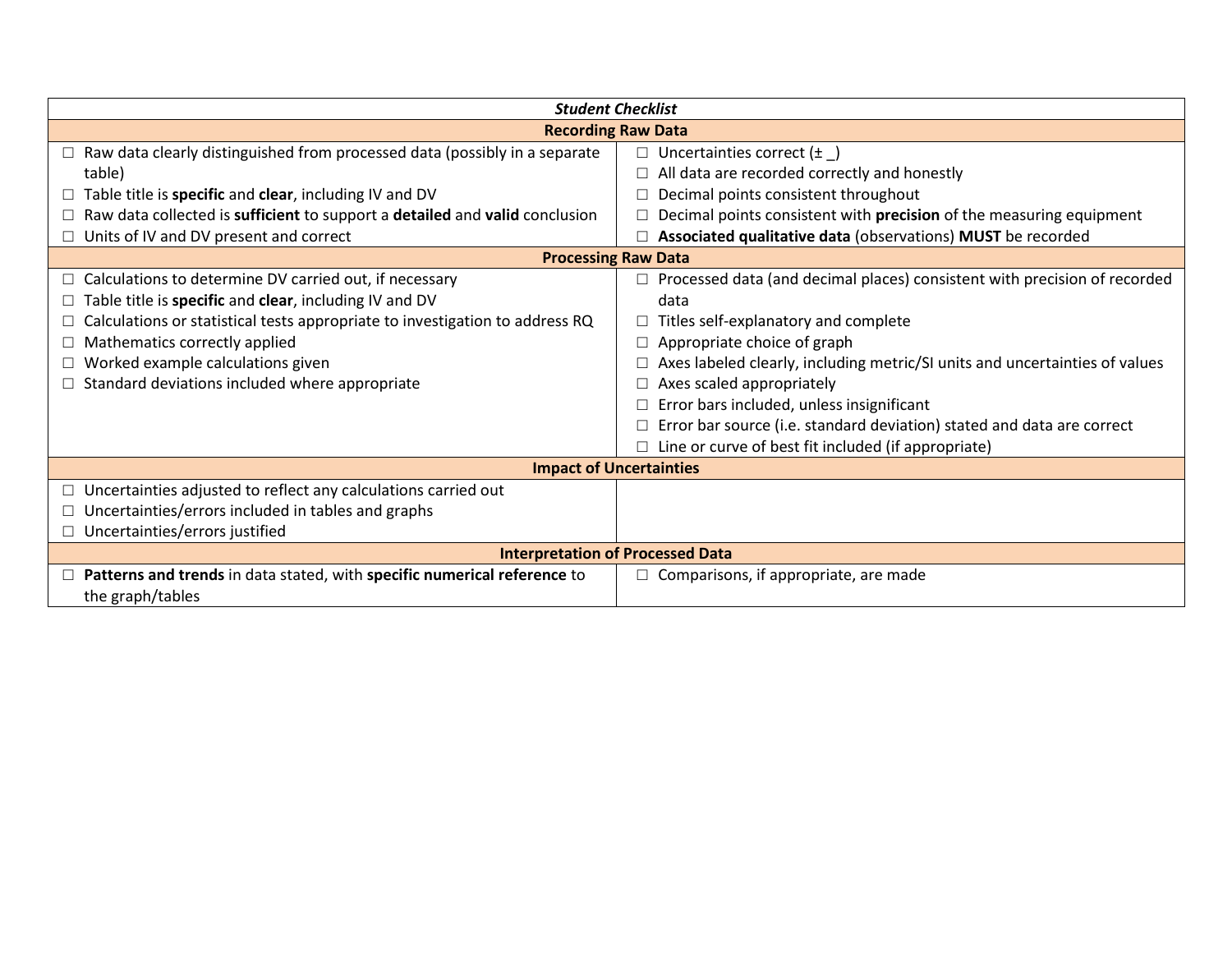| *Student Checklist* | |
|---|---|
| **Recording Raw Data** | |
| ☐ Raw data clearly distinguished from processed data (possibly in a separate table)<br>☐ Table title is **specific** and **clear**, including IV and DV<br>☐ Raw data collected is **sufficient** to support a **detailed** and **valid** conclusion<br>☐ Units of IV and DV present and correct | ☐ Uncertainties correct (± _)<br>☐ All data are recorded correctly and honestly<br>☐ Decimal points consistent throughout<br>☐ Decimal points consistent with **precision** of the measuring equipment<br>☐ **Associated qualitative data** (observations) **MUST** be recorded |
| **Processing Raw Data** | |
| ☐ Calculations to determine DV carried out, if necessary<br>☐ Table title is **specific** and **clear**, including IV and DV<br>☐ Calculations or statistical tests appropriate to investigation to address RQ<br>☐ Mathematics correctly applied<br>☐ Worked example calculations given<br>☐ Standard deviations included where appropriate | ☐ Processed data (and decimal places) consistent with precision of recorded data<br>☐ Titles self-explanatory and complete<br>☐ Appropriate choice of graph<br>☐ Axes labeled clearly, including metric/SI units and uncertainties of values<br>☐ Axes scaled appropriately<br>☐ Error bars included, unless insignificant<br>☐ Error bar source (i.e. standard deviation) stated and data are correct<br>☐ Line or curve of best fit included (if appropriate) |
| **Impact of Uncertainties** | |
| ☐ Uncertainties adjusted to reflect any calculations carried out<br>☐ Uncertainties/errors included in tables and graphs<br>☐ Uncertainties/errors justified | |
| **Interpretation of Processed Data** | |
| ☐ **Patterns and trends** in data stated, with **specific numerical reference** to the graph/tables | ☐ Comparisons, if appropriate, are made |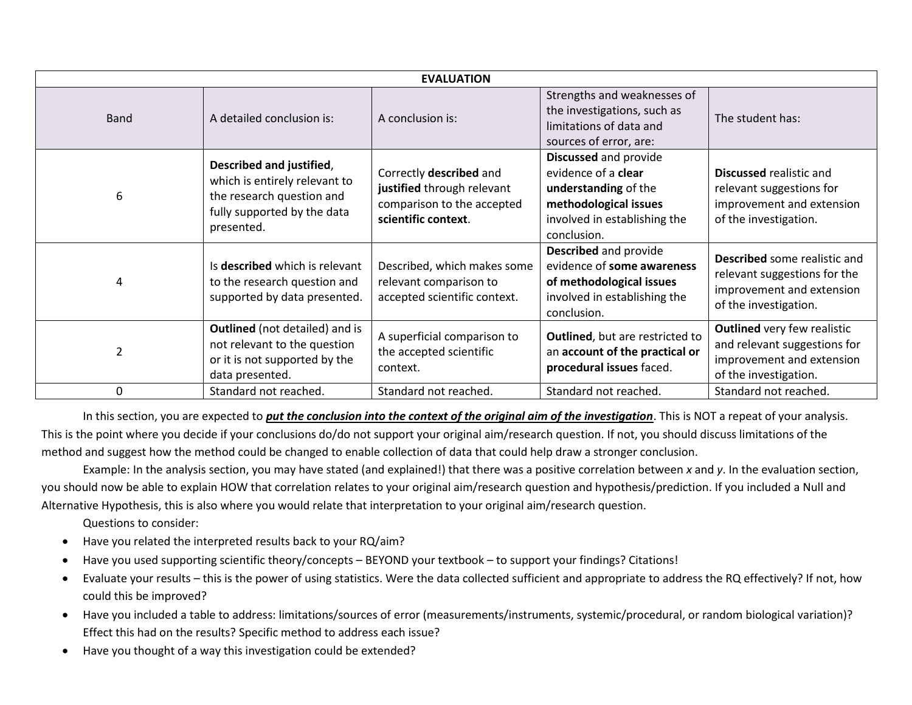| EVALUATION | | | | |
|---|---|---|---|---|
| Band | A detailed conclusion is: | A conclusion is: | Strengths and weaknesses of the investigations, such as limitations of data and sources of error, are: | The student has: |
| 6 | **Described and justified**, which is entirely relevant to the research question and fully supported by the data presented. | Correctly **described** and **justified** through relevant comparison to the accepted **scientific context**. | **Discussed** and provide evidence of a **clear understanding** of the **methodological issues** involved in establishing the conclusion. | **Discussed** realistic and relevant suggestions for improvement and extension of the investigation. |
| 4 | Is **described** which is relevant to the research question and supported by data presented. | Described, which makes some relevant comparison to accepted scientific context. | **Described** and provide evidence of **some awareness of methodological issues** involved in establishing the conclusion. | **Described** some realistic and relevant suggestions for the improvement and extension of the investigation. |
| 2 | **Outlined** (not detailed) and is not relevant to the question or it is not supported by the data presented. | A superficial comparison to the accepted scientific context. | **Outlined**, but are restricted to an **account of the practical or procedural issues** faced. | **Outlined** very few realistic and relevant suggestions for improvement and extension of the investigation. |
| 0 | Standard not reached. | Standard not reached. | Standard not reached. | Standard not reached. |

In this section, you are expected to ***put the conclusion into the context of the original aim of the investigation***. This is NOT a repeat of your analysis. This is the point where you decide if your conclusions do/do not support your original aim/research question. If not, you should discuss limitations of the method and suggest how the method could be changed to enable collection of data that could help draw a stronger conclusion.

Example: In the analysis section, you may have stated (and explained!) that there was a positive correlation between *x* and *y*. In the evaluation section, you should now be able to explain HOW that correlation relates to your original aim/research question and hypothesis/prediction. If you included a Null and Alternative Hypothesis, this is also where you would relate that interpretation to your original aim/research question.

Questions to consider:

- Have you related the interpreted results back to your RQ/aim?
- Have you used supporting scientific theory/concepts – BEYOND your textbook – to support your findings? Citations!
- Evaluate your results – this is the power of using statistics. Were the data collected sufficient and appropriate to address the RQ effectively? If not, how could this be improved?
- Have you included a table to address: limitations/sources of error (measurements/instruments, systemic/procedural, or random biological variation)? Effect this had on the results? Specific method to address each issue?
- Have you thought of a way this investigation could be extended?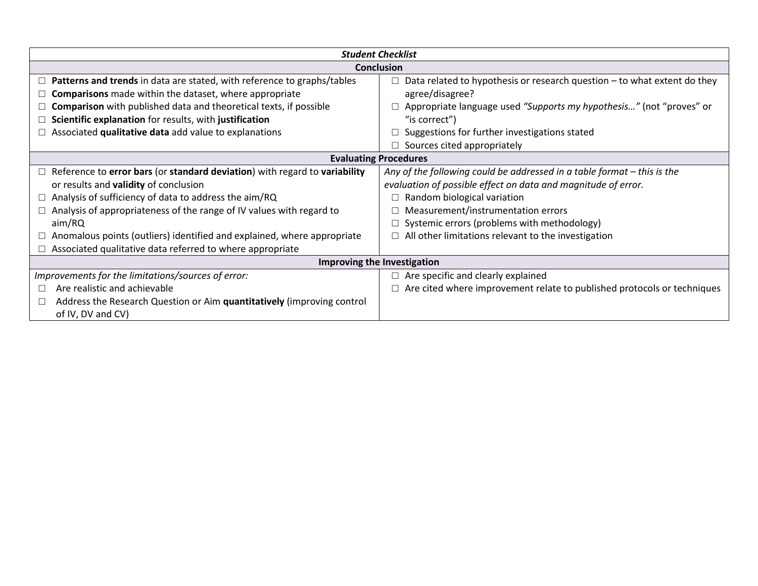| *Student Checklist* | |
|---|---|
| **Conclusion** | |
| ☐ **Patterns and trends** in data are stated, with reference to graphs/tables<br>☐ **Comparisons** made within the dataset, where appropriate<br>☐ **Comparison** with published data and theoretical texts, if possible<br>☐ **Scientific explanation** for results, with **justification**<br>☐ Associated **qualitative data** add value to explanations | ☐ Data related to hypothesis or research question – to what extent do they agree/disagree?<br>☐ Appropriate language used *"Supports my hypothesis…"* (not "proves" or "is correct")<br>☐ Suggestions for further investigations stated<br>☐ Sources cited appropriately |
| **Evaluating Procedures** | |
| ☐ Reference to **error bars** (or **standard deviation**) with regard to **variability** or results and **validity** of conclusion<br>☐ Analysis of sufficiency of data to address the aim/RQ<br>☐ Analysis of appropriateness of the range of IV values with regard to aim/RQ<br>☐ Anomalous points (outliers) identified and explained, where appropriate<br>☐ Associated qualitative data referred to where appropriate | *Any of the following could be addressed in a table format – this is the evaluation of possible effect on data and magnitude of error.*<br>☐ Random biological variation<br>☐ Measurement/instrumentation errors<br>☐ Systemic errors (problems with methodology)<br>☐ All other limitations relevant to the investigation |
| **Improving the Investigation** | |
| *Improvements for the limitations/sources of error:*<br>☐ Are realistic and achievable<br>☐ Address the Research Question or Aim **quantitatively** (improving control of IV, DV and CV) | ☐ Are specific and clearly explained<br>☐ Are cited where improvement relate to published protocols or techniques |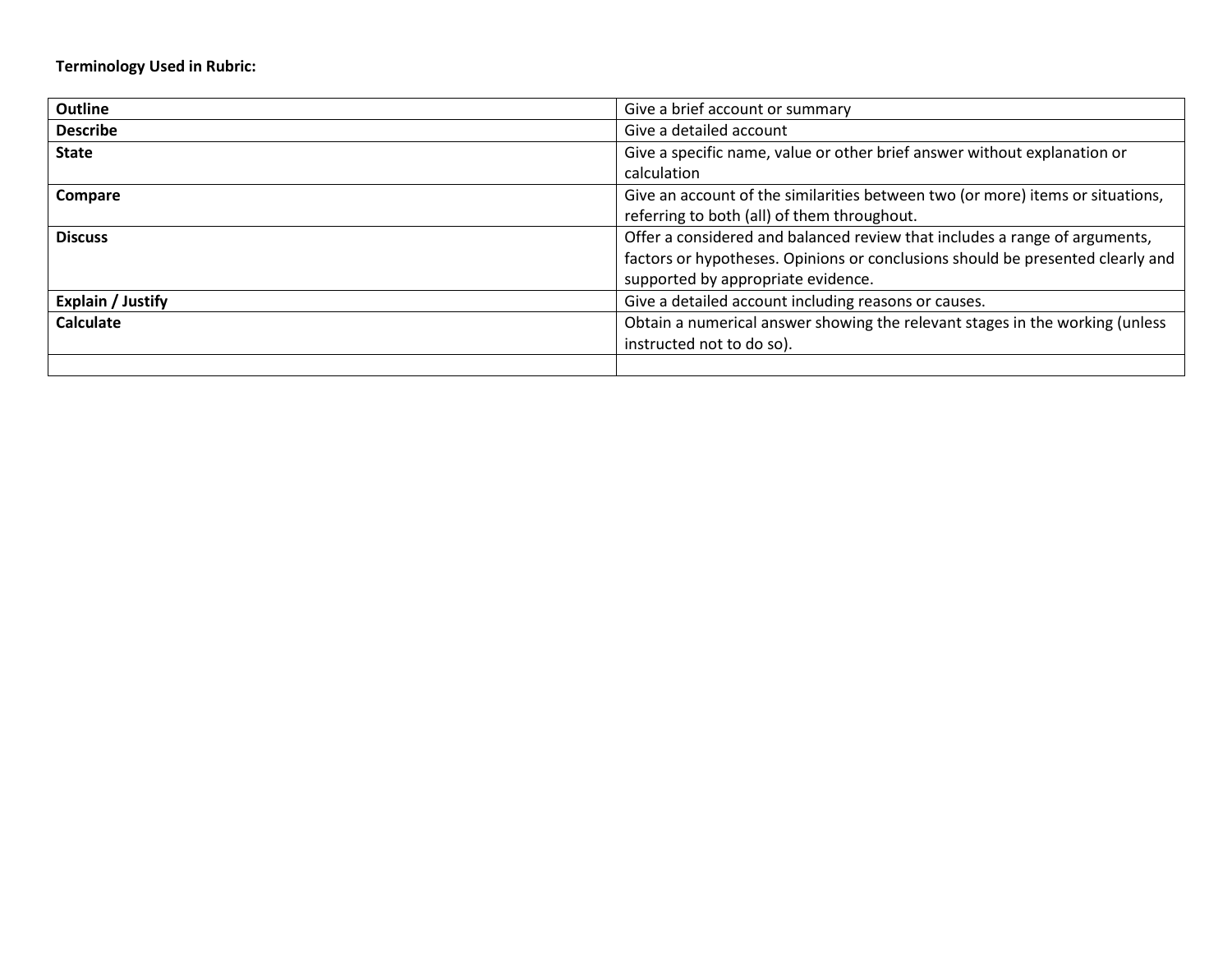**Terminology Used in Rubric:**

| | |
|---|---|
| **Outline** | Give a brief account or summary |
| **Describe** | Give a detailed account |
| **State** | Give a specific name, value or other brief answer without explanation or calculation |
| **Compare** | Give an account of the similarities between two (or more) items or situations, referring to both (all) of them throughout. |
| **Discuss** | Offer a considered and balanced review that includes a range of arguments, factors or hypotheses. Opinions or conclusions should be presented clearly and supported by appropriate evidence. |
| **Explain / Justify** | Give a detailed account including reasons or causes. |
| **Calculate** | Obtain a numerical answer showing the relevant stages in the working (unless instructed not to do so). |
| | |